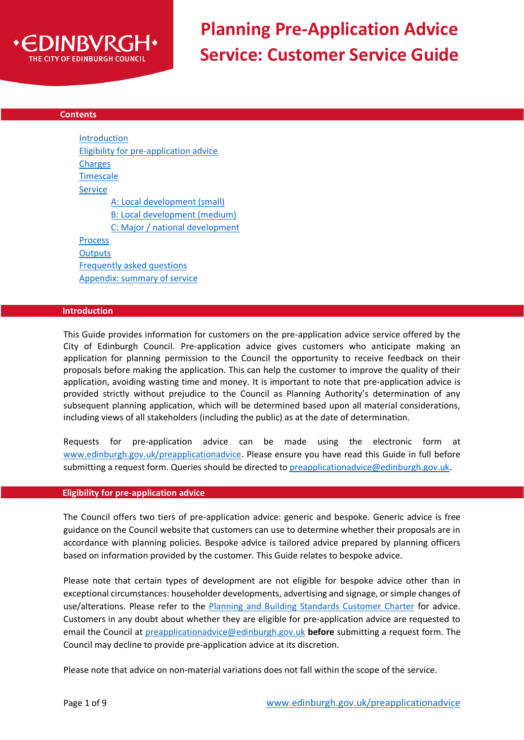# Planning Pre-Application Advice Service: Customer Service Guide

## Contents

- [Introduction](#)
- [Eligibility for pre-application advice](#)
- [Charges](#)
- [Timescale](#)
- [Service](#)
  - [A: Local development (small)](#)
  - [B: Local development (medium)](#)
  - [C: Major / national development](#)
- [Process](#)
- [Outputs](#)
- [Frequently asked questions](#)
- [Appendix: summary of service](#)

## Introduction

This Guide provides information for customers on the pre-application advice service offered by the City of Edinburgh Council. Pre-application advice gives customers who anticipate making an application for planning permission to the Council the opportunity to receive feedback on their proposals before making the application. This can help the customer to improve the quality of their application, avoiding wasting time and money. It is important to note that pre-application advice is provided strictly without prejudice to the Council as Planning Authority's determination of any subsequent planning application, which will be determined based upon all material considerations, including views of all stakeholders (including the public) as at the date of determination.

Requests for pre-application advice can be made using the electronic form at [www.edinburgh.gov.uk/preapplicationadvice](http://www.edinburgh.gov.uk/preapplicationadvice). Please ensure you have read this Guide in full before submitting a request form. Queries should be directed to [preapplicationadvice@edinburgh.gov.uk](mailto:preapplicationadvice@edinburgh.gov.uk).

## Eligibility for pre-application advice

The Council offers two tiers of pre-application advice: generic and bespoke. Generic advice is free guidance on the Council website that customers can use to determine whether their proposals are in accordance with planning policies. Bespoke advice is tailored advice prepared by planning officers based on information provided by the customer. This Guide relates to bespoke advice.

Please note that certain types of development are not eligible for bespoke advice other than in exceptional circumstances: householder developments, advertising and signage, or simple changes of use/alterations. Please refer to the [Planning and Building Standards Customer Charter](#) for advice. Customers in any doubt about whether they are eligible for pre-application advice are requested to email the Council at [preapplicationadvice@edinburgh.gov.uk](mailto:preapplicationadvice@edinburgh.gov.uk) **before** submitting a request form. The Council may decline to provide pre-application advice at its discretion.

Please note that advice on non-material variations does not fall within the scope of the service.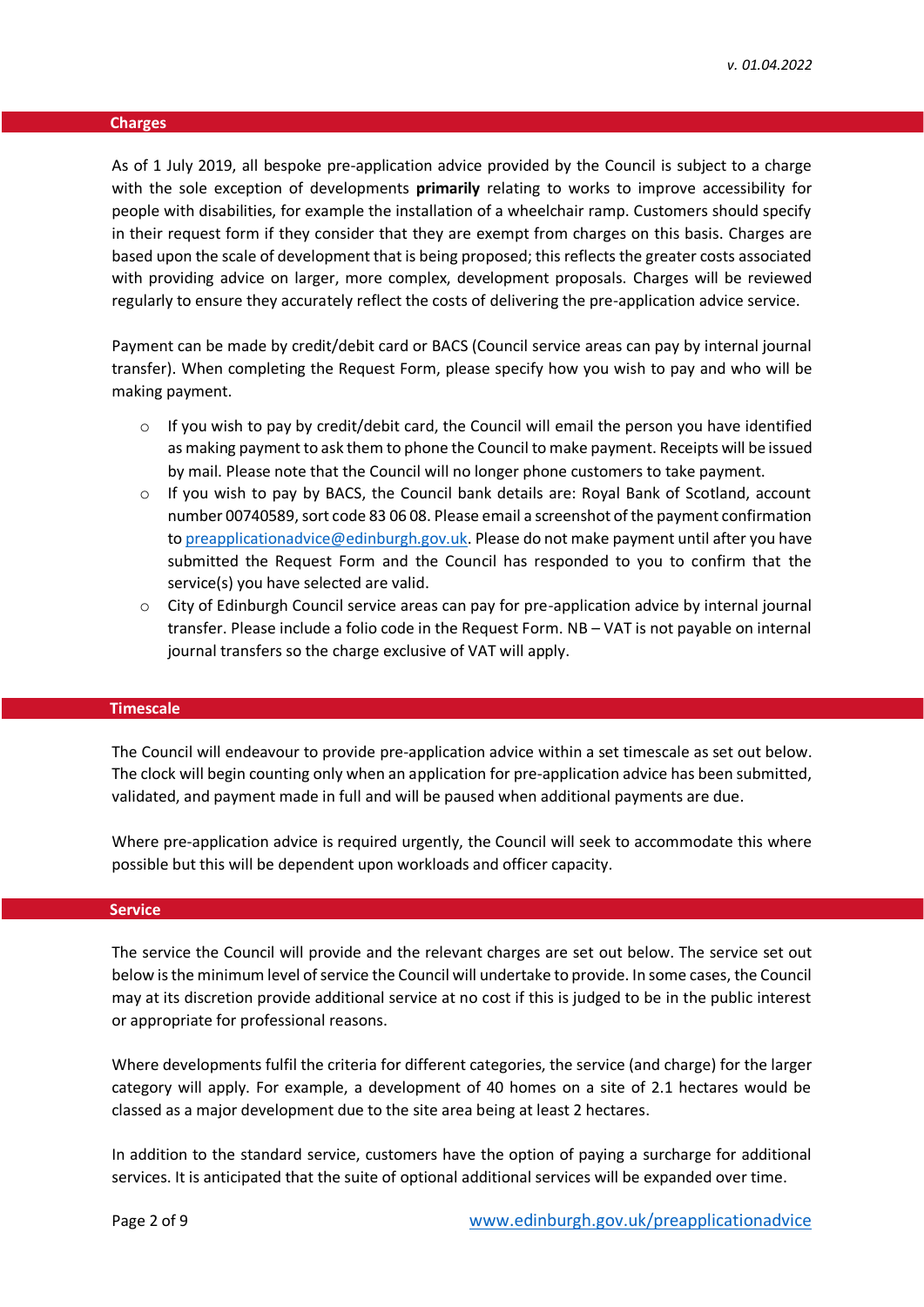## Charges

As of 1 July 2019, all bespoke pre-application advice provided by the Council is subject to a charge with the sole exception of developments **primarily** relating to works to improve accessibility for people with disabilities, for example the installation of a wheelchair ramp. Customers should specify in their request form if they consider that they are exempt from charges on this basis. Charges are based upon the scale of development that is being proposed; this reflects the greater costs associated with providing advice on larger, more complex, development proposals. Charges will be reviewed regularly to ensure they accurately reflect the costs of delivering the pre-application advice service.

Payment can be made by credit/debit card or BACS (Council service areas can pay by internal journal transfer). When completing the Request Form, please specify how you wish to pay and who will be making payment.

- If you wish to pay by credit/debit card, the Council will email the person you have identified as making payment to ask them to phone the Council to make payment. Receipts will be issued by mail. Please note that the Council will no longer phone customers to take payment.
- If you wish to pay by BACS, the Council bank details are: Royal Bank of Scotland, account number 00740589, sort code 83 06 08. Please email a screenshot of the payment confirmation to preapplicationadvice@edinburgh.gov.uk. Please do not make payment until after you have submitted the Request Form and the Council has responded to you to confirm that the service(s) you have selected are valid.
- City of Edinburgh Council service areas can pay for pre-application advice by internal journal transfer. Please include a folio code in the Request Form. NB – VAT is not payable on internal journal transfers so the charge exclusive of VAT will apply.

## Timescale

The Council will endeavour to provide pre-application advice within a set timescale as set out below. The clock will begin counting only when an application for pre-application advice has been submitted, validated, and payment made in full and will be paused when additional payments are due.

Where pre-application advice is required urgently, the Council will seek to accommodate this where possible but this will be dependent upon workloads and officer capacity.

## Service

The service the Council will provide and the relevant charges are set out below. The service set out below is the minimum level of service the Council will undertake to provide. In some cases, the Council may at its discretion provide additional service at no cost if this is judged to be in the public interest or appropriate for professional reasons.

Where developments fulfil the criteria for different categories, the service (and charge) for the larger category will apply. For example, a development of 40 homes on a site of 2.1 hectares would be classed as a major development due to the site area being at least 2 hectares.

In addition to the standard service, customers have the option of paying a surcharge for additional services. It is anticipated that the suite of optional additional services will be expanded over time.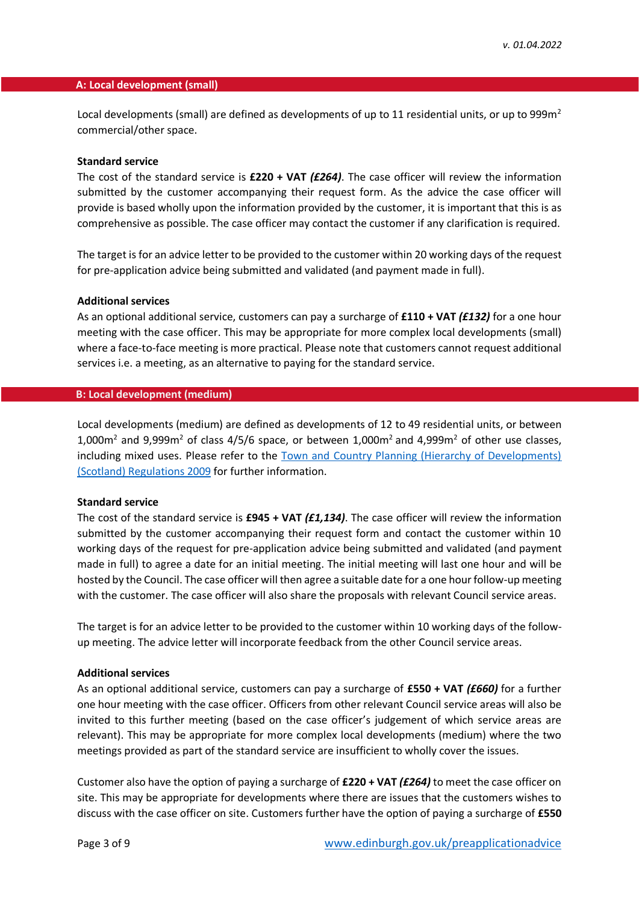## A: Local development (small)

Local developments (small) are defined as developments of up to 11 residential units, or up to 999m$^2$ commercial/other space.

**Standard service**

The cost of the standard service is **£220 + VAT** ***(£264)***. The case officer will review the information submitted by the customer accompanying their request form. As the advice the case officer will provide is based wholly upon the information provided by the customer, it is important that this is as comprehensive as possible. The case officer may contact the customer if any clarification is required.

The target is for an advice letter to be provided to the customer within 20 working days of the request for pre-application advice being submitted and validated (and payment made in full).

**Additional services**

As an optional additional service, customers can pay a surcharge of **£110 + VAT** ***(£132)*** for a one hour meeting with the case officer. This may be appropriate for more complex local developments (small) where a face-to-face meeting is more practical. Please note that customers cannot request additional services i.e. a meeting, as an alternative to paying for the standard service.

## B: Local development (medium)

Local developments (medium) are defined as developments of 12 to 49 residential units, or between 1,000m$^2$ and 9,999m$^2$ of class 4/5/6 space, or between 1,000m$^2$ and 4,999m$^2$ of other use classes, including mixed uses. Please refer to the Town and Country Planning (Hierarchy of Developments) (Scotland) Regulations 2009 for further information.

**Standard service**

The cost of the standard service is **£945 + VAT** ***(£1,134)***. The case officer will review the information submitted by the customer accompanying their request form and contact the customer within 10 working days of the request for pre-application advice being submitted and validated (and payment made in full) to agree a date for an initial meeting. The initial meeting will last one hour and will be hosted by the Council. The case officer will then agree a suitable date for a one hour follow-up meeting with the customer. The case officer will also share the proposals with relevant Council service areas.

The target is for an advice letter to be provided to the customer within 10 working days of the follow-up meeting. The advice letter will incorporate feedback from the other Council service areas.

**Additional services**

As an optional additional service, customers can pay a surcharge of **£550 + VAT** ***(£660)*** for a further one hour meeting with the case officer. Officers from other relevant Council service areas will also be invited to this further meeting (based on the case officer's judgement of which service areas are relevant). This may be appropriate for more complex local developments (medium) where the two meetings provided as part of the standard service are insufficient to wholly cover the issues.

Customer also have the option of paying a surcharge of **£220 + VAT** ***(£264)*** to meet the case officer on site. This may be appropriate for developments where there are issues that the customers wishes to discuss with the case officer on site. Customers further have the option of paying a surcharge of **£550**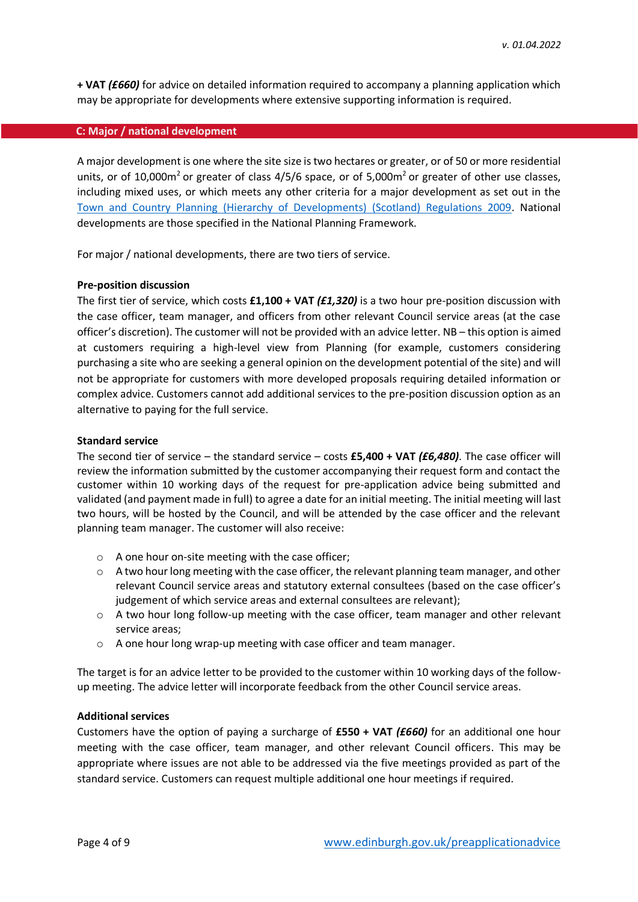**+ VAT *(£660)*** for advice on detailed information required to accompany a planning application which may be appropriate for developments where extensive supporting information is required.

## C: Major / national development

A major development is one where the site size is two hectares or greater, or of 50 or more residential units, or of 10,000m$^2$ or greater of class 4/5/6 space, or of 5,000m$^2$ or greater of other use classes, including mixed uses, or which meets any other criteria for a major development as set out in the [Town and Country Planning (Hierarchy of Developments) (Scotland) Regulations 2009](). National developments are those specified in the National Planning Framework.

For major / national developments, there are two tiers of service.

**Pre-position discussion**

The first tier of service, which costs **£1,100 + VAT *(£1,320)*** is a two hour pre-position discussion with the case officer, team manager, and officers from other relevant Council service areas (at the case officer's discretion). The customer will not be provided with an advice letter. NB – this option is aimed at customers requiring a high-level view from Planning (for example, customers considering purchasing a site who are seeking a general opinion on the development potential of the site) and will not be appropriate for customers with more developed proposals requiring detailed information or complex advice. Customers cannot add additional services to the pre-position discussion option as an alternative to paying for the full service.

**Standard service**

The second tier of service – the standard service – costs **£5,400 + VAT *(£6,480)***. The case officer will review the information submitted by the customer accompanying their request form and contact the customer within 10 working days of the request for pre-application advice being submitted and validated (and payment made in full) to agree a date for an initial meeting. The initial meeting will last two hours, will be hosted by the Council, and will be attended by the case officer and the relevant planning team manager. The customer will also receive:

- A one hour on-site meeting with the case officer;
- A two hour long meeting with the case officer, the relevant planning team manager, and other relevant Council service areas and statutory external consultees (based on the case officer's judgement of which service areas and external consultees are relevant);
- A two hour long follow-up meeting with the case officer, team manager and other relevant service areas;
- A one hour long wrap-up meeting with case officer and team manager.

The target is for an advice letter to be provided to the customer within 10 working days of the follow-up meeting. The advice letter will incorporate feedback from the other Council service areas.

**Additional services**

Customers have the option of paying a surcharge of **£550 + VAT *(£660)*** for an additional one hour meeting with the case officer, team manager, and other relevant Council officers. This may be appropriate where issues are not able to be addressed via the five meetings provided as part of the standard service. Customers can request multiple additional one hour meetings if required.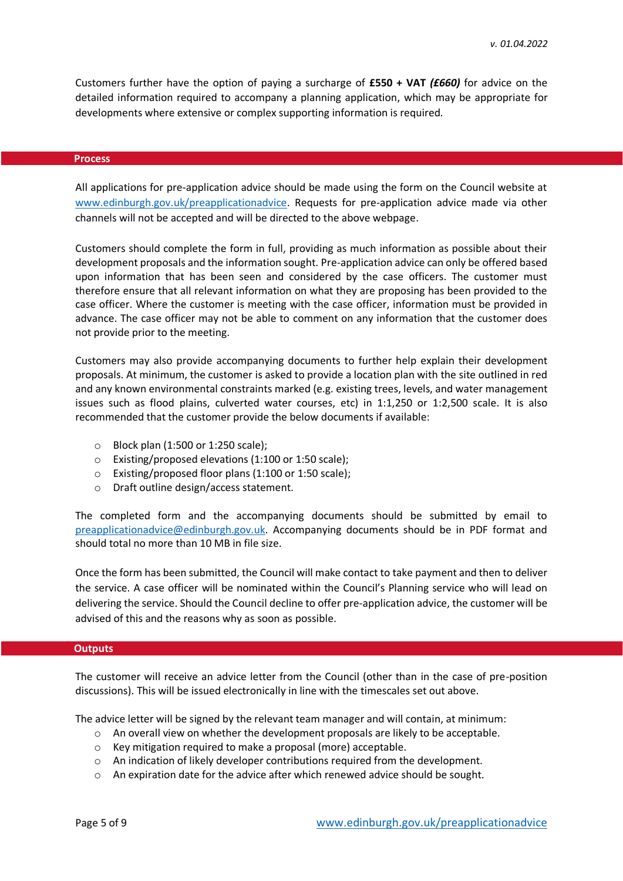Customers further have the option of paying a surcharge of **£550 + VAT *(£660)*** for advice on the detailed information required to accompany a planning application, which may be appropriate for developments where extensive or complex supporting information is required.

## Process

All applications for pre-application advice should be made using the form on the Council website at www.edinburgh.gov.uk/preapplicationadvice. Requests for pre-application advice made via other channels will not be accepted and will be directed to the above webpage.

Customers should complete the form in full, providing as much information as possible about their development proposals and the information sought. Pre-application advice can only be offered based upon information that has been seen and considered by the case officers. The customer must therefore ensure that all relevant information on what they are proposing has been provided to the case officer. Where the customer is meeting with the case officer, information must be provided in advance. The case officer may not be able to comment on any information that the customer does not provide prior to the meeting.

Customers may also provide accompanying documents to further help explain their development proposals. At minimum, the customer is asked to provide a location plan with the site outlined in red and any known environmental constraints marked (e.g. existing trees, levels, and water management issues such as flood plains, culverted water courses, etc) in 1:1,250 or 1:2,500 scale. It is also recommended that the customer provide the below documents if available:

- Block plan (1:500 or 1:250 scale);
- Existing/proposed elevations (1:100 or 1:50 scale);
- Existing/proposed floor plans (1:100 or 1:50 scale);
- Draft outline design/access statement.

The completed form and the accompanying documents should be submitted by email to preapplicationadvice@edinburgh.gov.uk. Accompanying documents should be in PDF format and should total no more than 10 MB in file size.

Once the form has been submitted, the Council will make contact to take payment and then to deliver the service. A case officer will be nominated within the Council's Planning service who will lead on delivering the service. Should the Council decline to offer pre-application advice, the customer will be advised of this and the reasons why as soon as possible.

## Outputs

The customer will receive an advice letter from the Council (other than in the case of pre-position discussions). This will be issued electronically in line with the timescales set out above.

The advice letter will be signed by the relevant team manager and will contain, at minimum:

- An overall view on whether the development proposals are likely to be acceptable.
- Key mitigation required to make a proposal (more) acceptable.
- An indication of likely developer contributions required from the development.
- An expiration date for the advice after which renewed advice should be sought.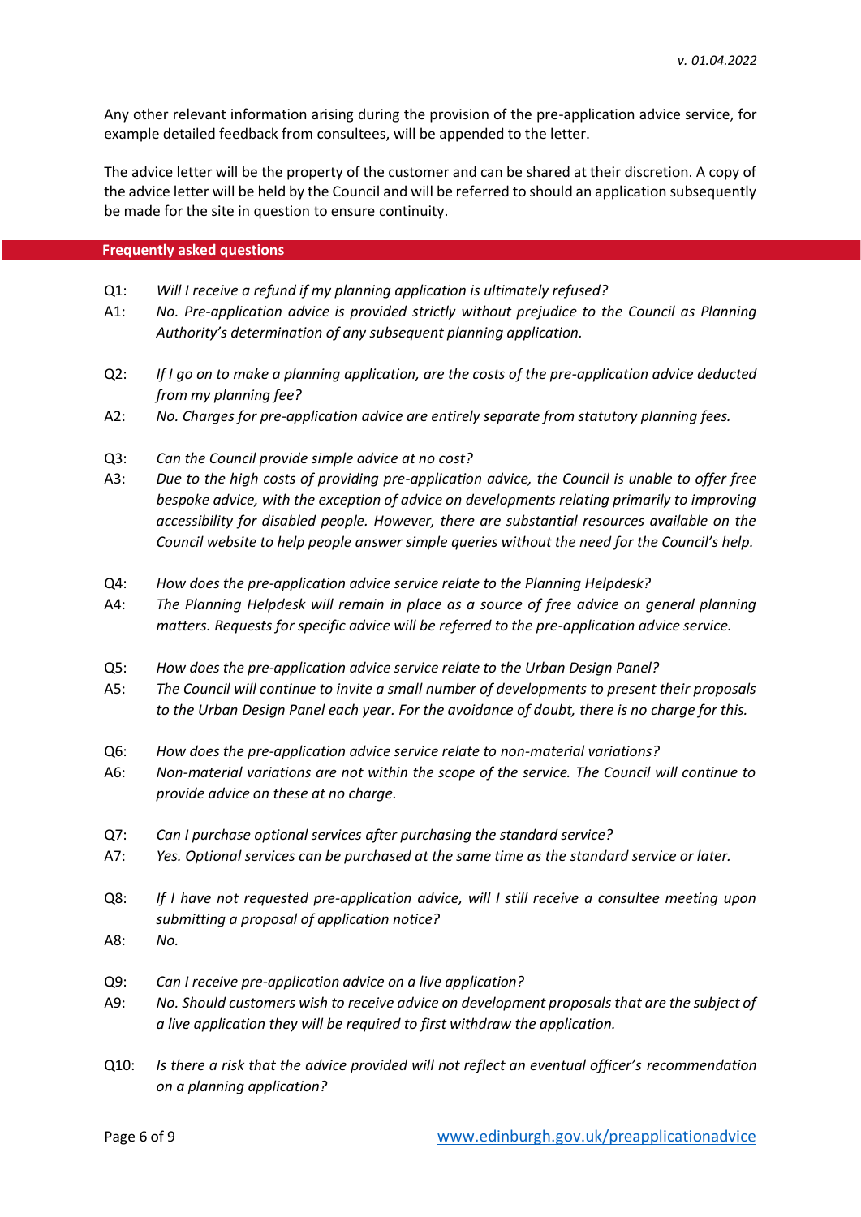Any other relevant information arising during the provision of the pre-application advice service, for example detailed feedback from consultees, will be appended to the letter.

The advice letter will be the property of the customer and can be shared at their discretion. A copy of the advice letter will be held by the Council and will be referred to should an application subsequently be made for the site in question to ensure continuity.

## Frequently asked questions

Q1: *Will I receive a refund if my planning application is ultimately refused?*

A1: *No. Pre-application advice is provided strictly without prejudice to the Council as Planning Authority's determination of any subsequent planning application.*

Q2: *If I go on to make a planning application, are the costs of the pre-application advice deducted from my planning fee?*

A2: *No. Charges for pre-application advice are entirely separate from statutory planning fees.*

Q3: *Can the Council provide simple advice at no cost?*

A3: *Due to the high costs of providing pre-application advice, the Council is unable to offer free bespoke advice, with the exception of advice on developments relating primarily to improving accessibility for disabled people. However, there are substantial resources available on the Council website to help people answer simple queries without the need for the Council's help.*

Q4: *How does the pre-application advice service relate to the Planning Helpdesk?*

A4: *The Planning Helpdesk will remain in place as a source of free advice on general planning matters. Requests for specific advice will be referred to the pre-application advice service.*

Q5: *How does the pre-application advice service relate to the Urban Design Panel?*

A5: *The Council will continue to invite a small number of developments to present their proposals to the Urban Design Panel each year. For the avoidance of doubt, there is no charge for this.*

Q6: *How does the pre-application advice service relate to non-material variations?*

A6: *Non-material variations are not within the scope of the service. The Council will continue to provide advice on these at no charge.*

Q7: *Can I purchase optional services after purchasing the standard service?*

A7: *Yes. Optional services can be purchased at the same time as the standard service or later.*

Q8: *If I have not requested pre-application advice, will I still receive a consultee meeting upon submitting a proposal of application notice?*

A8: *No.*

Q9: *Can I receive pre-application advice on a live application?*

A9: *No. Should customers wish to receive advice on development proposals that are the subject of a live application they will be required to first withdraw the application.*

Q10: *Is there a risk that the advice provided will not reflect an eventual officer's recommendation on a planning application?*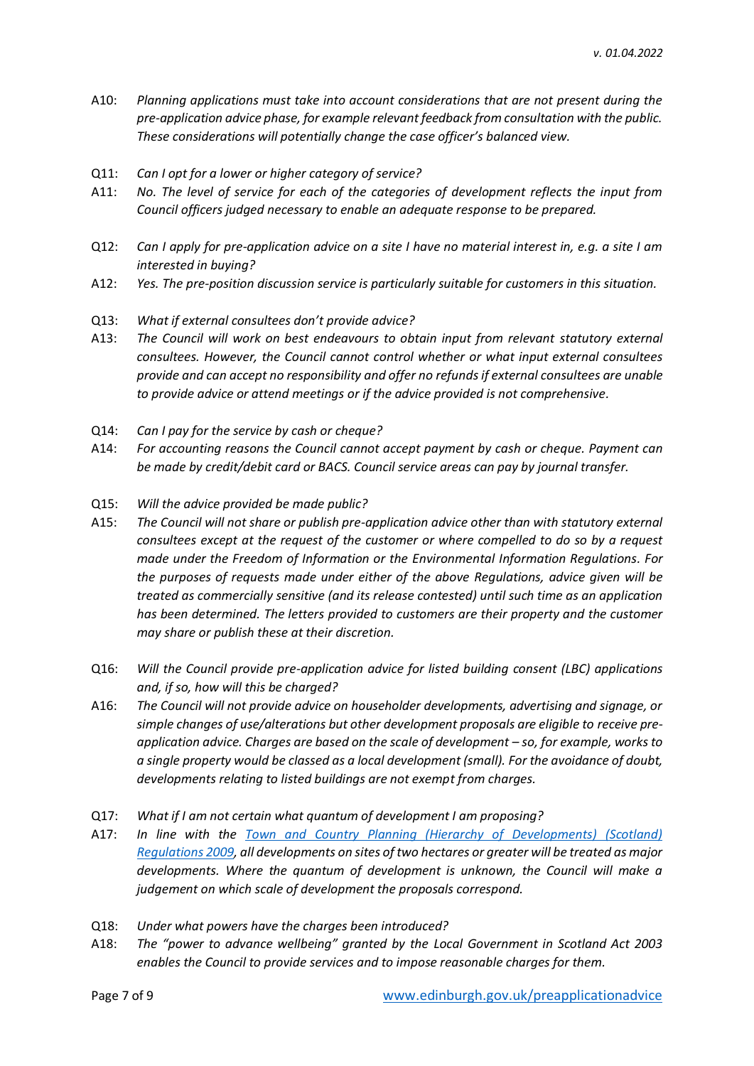A10: *Planning applications must take into account considerations that are not present during the pre-application advice phase, for example relevant feedback from consultation with the public. These considerations will potentially change the case officer's balanced view.*

Q11: *Can I opt for a lower or higher category of service?*

A11: *No. The level of service for each of the categories of development reflects the input from Council officers judged necessary to enable an adequate response to be prepared.*

Q12: *Can I apply for pre-application advice on a site I have no material interest in, e.g. a site I am interested in buying?*

A12: *Yes. The pre-position discussion service is particularly suitable for customers in this situation.*

Q13: *What if external consultees don't provide advice?*

A13: *The Council will work on best endeavours to obtain input from relevant statutory external consultees. However, the Council cannot control whether or what input external consultees provide and can accept no responsibility and offer no refunds if external consultees are unable to provide advice or attend meetings or if the advice provided is not comprehensive.*

Q14: *Can I pay for the service by cash or cheque?*

A14: *For accounting reasons the Council cannot accept payment by cash or cheque. Payment can be made by credit/debit card or BACS. Council service areas can pay by journal transfer.*

Q15: *Will the advice provided be made public?*

A15: *The Council will not share or publish pre-application advice other than with statutory external consultees except at the request of the customer or where compelled to do so by a request made under the Freedom of Information or the Environmental Information Regulations. For the purposes of requests made under either of the above Regulations, advice given will be treated as commercially sensitive (and its release contested) until such time as an application has been determined. The letters provided to customers are their property and the customer may share or publish these at their discretion.*

Q16: *Will the Council provide pre-application advice for listed building consent (LBC) applications and, if so, how will this be charged?*

A16: *The Council will not provide advice on householder developments, advertising and signage, or simple changes of use/alterations but other development proposals are eligible to receive pre-application advice. Charges are based on the scale of development – so, for example, works to a single property would be classed as a local development (small). For the avoidance of doubt, developments relating to listed buildings are not exempt from charges.*

Q17: *What if I am not certain what quantum of development I am proposing?*

A17: *In line with the [Town and Country Planning (Hierarchy of Developments) (Scotland) Regulations 2009](), all developments on sites of two hectares or greater will be treated as major developments. Where the quantum of development is unknown, the Council will make a judgement on which scale of development the proposals correspond.*

Q18: *Under what powers have the charges been introduced?*

A18: *The "power to advance wellbeing" granted by the Local Government in Scotland Act 2003 enables the Council to provide services and to impose reasonable charges for them.*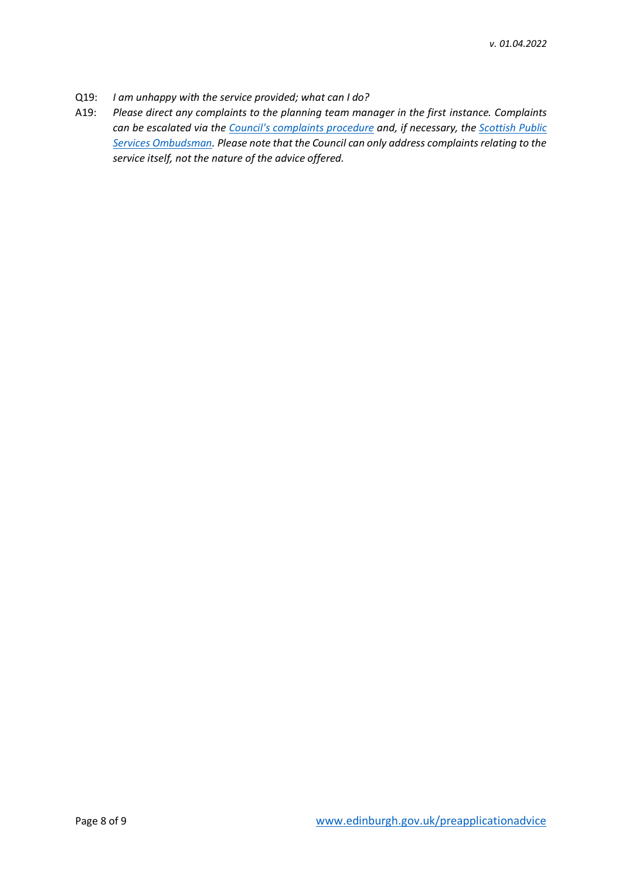Q19: *I am unhappy with the service provided; what can I do?*

A19: *Please direct any complaints to the planning team manager in the first instance. Complaints can be escalated via the Council's complaints procedure and, if necessary, the Scottish Public Services Ombudsman. Please note that the Council can only address complaints relating to the service itself, not the nature of the advice offered.*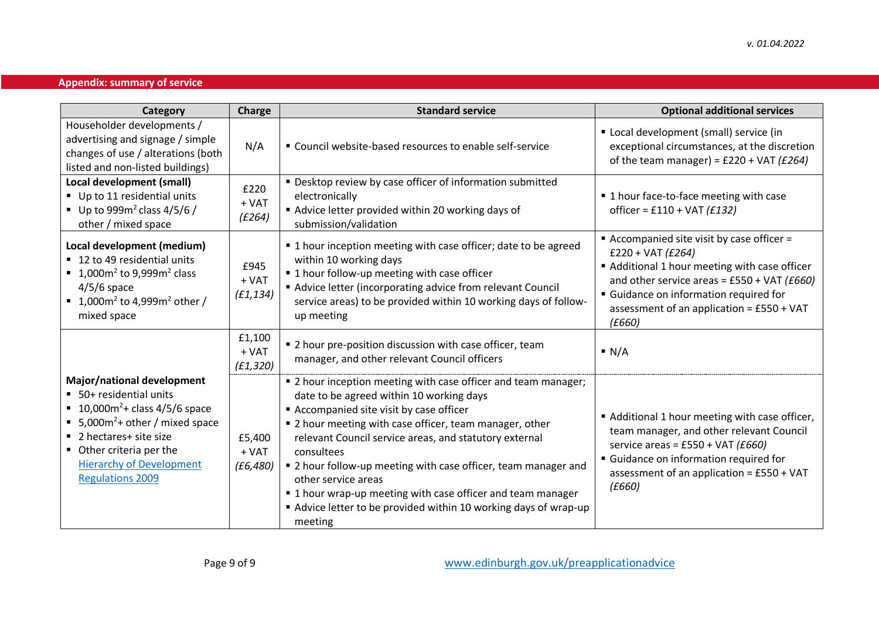## Appendix: summary of service

| Category | Charge | Standard service | Optional additional services |
|---|---|---|---|
| Householder developments / advertising and signage / simple changes of use / alterations (both listed and non-listed buildings) | N/A | ▪ Council website-based resources to enable self-service | ▪ Local development (small) service (in exceptional circumstances, at the discretion of the team manager) = £220 + VAT *(£264)* |
| **Local development (small)**<br>▪ Up to 11 residential units<br>▪ Up to 999m$^2$ class 4/5/6 / other / mixed space | £220 + VAT *(£264)* | ▪ Desktop review by case officer of information submitted electronically<br>▪ Advice letter provided within 20 working days of submission/validation | ▪ 1 hour face-to-face meeting with case officer = £110 + VAT *(£132)* |
| **Local development (medium)**<br>▪ 12 to 49 residential units<br>▪ 1,000m$^2$ to 9,999m$^2$ class 4/5/6 space<br>▪ 1,000m$^2$ to 4,999m$^2$ other / mixed space | £945 + VAT *(£1,134)* | ▪ 1 hour inception meeting with case officer; date to be agreed within 10 working days<br>▪ 1 hour follow-up meeting with case officer<br>▪ Advice letter (incorporating advice from relevant Council service areas) to be provided within 10 working days of follow-up meeting | ▪ Accompanied site visit by case officer = £220 + VAT *(£264)*<br>▪ Additional 1 hour meeting with case officer and other service areas = £550 + VAT *(£660)*<br>▪ Guidance on information required for assessment of an application = £550 + VAT *(£660)* |
| **Major/national development**<br>▪ 50+ residential units<br>▪ 10,000m$^2$+ class 4/5/6 space<br>▪ 5,000m$^2$+ other / mixed space<br>▪ 2 hectares+ site size<br>▪ Other criteria per the [Hierarchy of Development Regulations 2009] | £1,100 + VAT *(£1,320)* | ▪ 2 hour pre-position discussion with case officer, team manager, and other relevant Council officers | ▪ N/A |
| | £5,400 + VAT *(£6,480)* | ▪ 2 hour inception meeting with case officer and team manager; date to be agreed within 10 working days<br>▪ Accompanied site visit by case officer<br>▪ 2 hour meeting with case officer, team manager, other relevant Council service areas, and statutory external consultees<br>▪ 2 hour follow-up meeting with case officer, team manager and other service areas<br>▪ 1 hour wrap-up meeting with case officer and team manager<br>▪ Advice letter to be provided within 10 working days of wrap-up meeting | ▪ Additional 1 hour meeting with case officer, team manager, and other relevant Council service areas = £550 + VAT *(£660)*<br>▪ Guidance on information required for assessment of an application = £550 + VAT *(£660)* |

www.edinburgh.gov.uk/preapplicationadvice